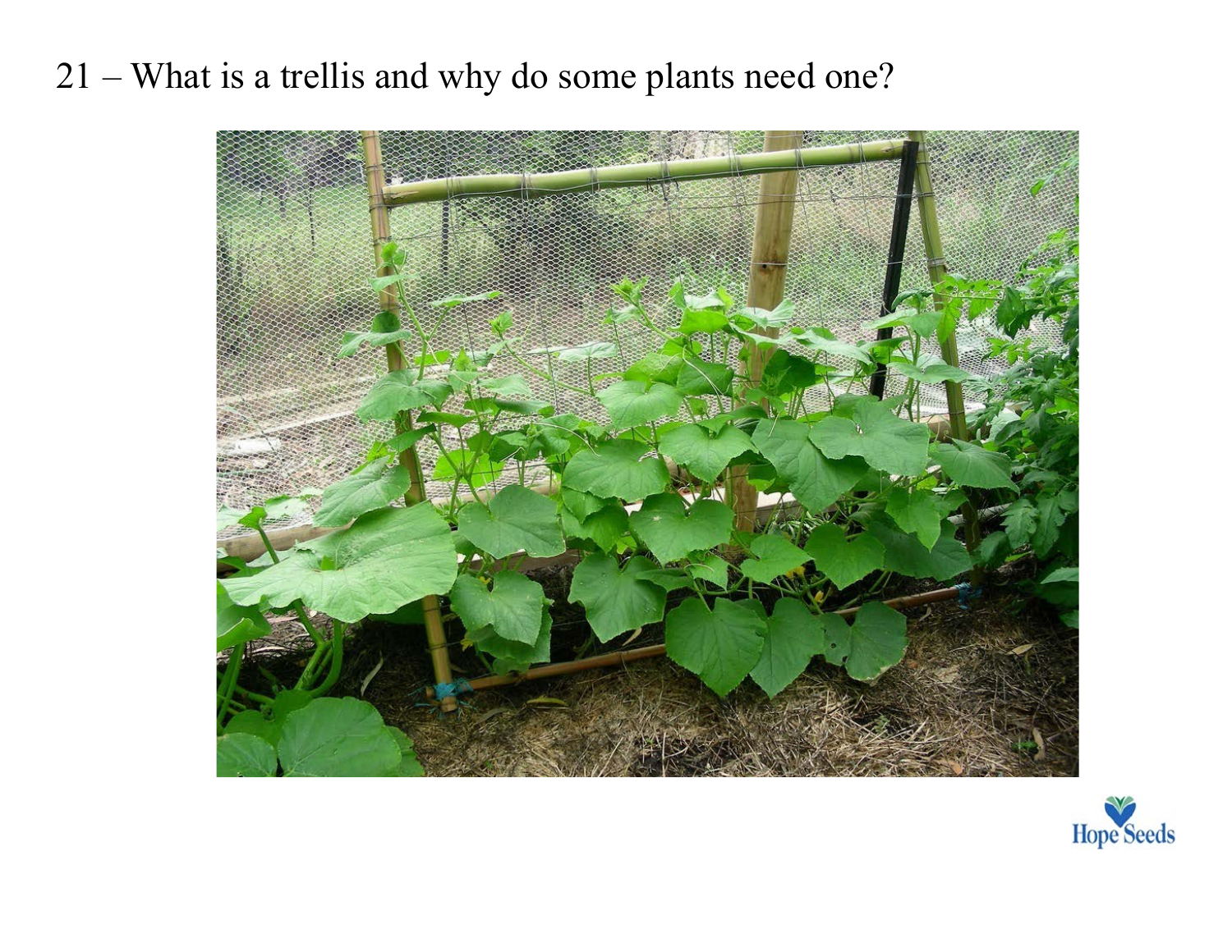21 – What is a trellis and why do some plants need one?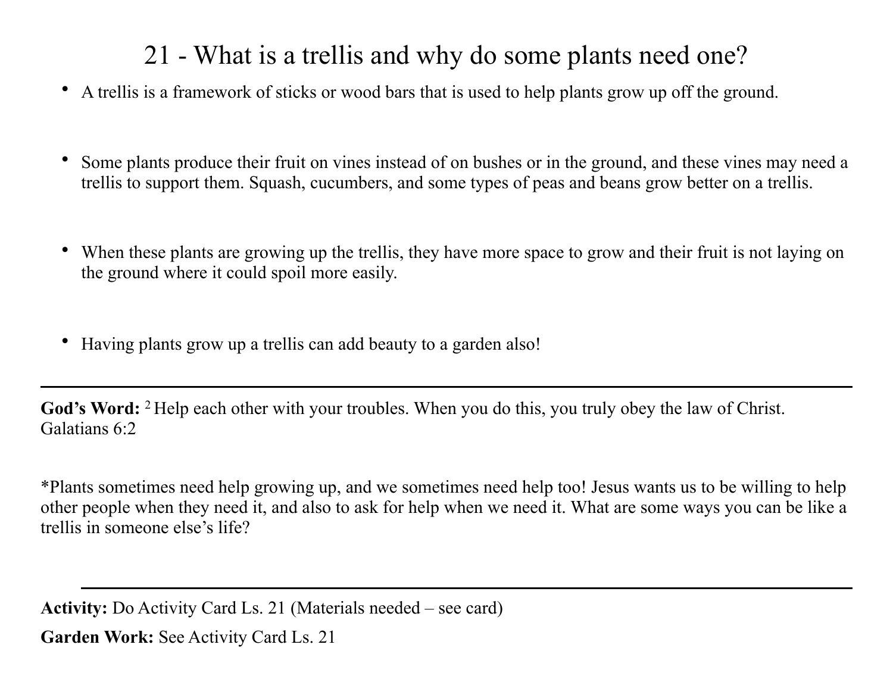# 21 - What is a trellis and why do some plants need one?

- A trellis is a framework of sticks or wood bars that is used to help plants grow up off the ground.
- Some plants produce their fruit on vines instead of on bushes or in the ground, and these vines may need a trellis to support them. Squash, cucumbers, and some types of peas and beans grow better on a trellis.
- When these plants are growing up the trellis, they have more space to grow and their fruit is not laying on the ground where it could spoil more easily.
- Having plants grow up a trellis can add beauty to a garden also!

---

**God's Word:** [2] Help each other with your troubles. When you do this, you truly obey the law of Christ. Galatians 6:2

*Plants sometimes need help growing up, and we sometimes need help too! Jesus wants us to be willing to help other people when they need it, and also to ask for help when we need it. What are some ways you can be like a trellis in someone else's life?

---

**Activity:** Do Activity Card Ls. 21 (Materials needed – see card)

**Garden Work:** See Activity Card Ls. 21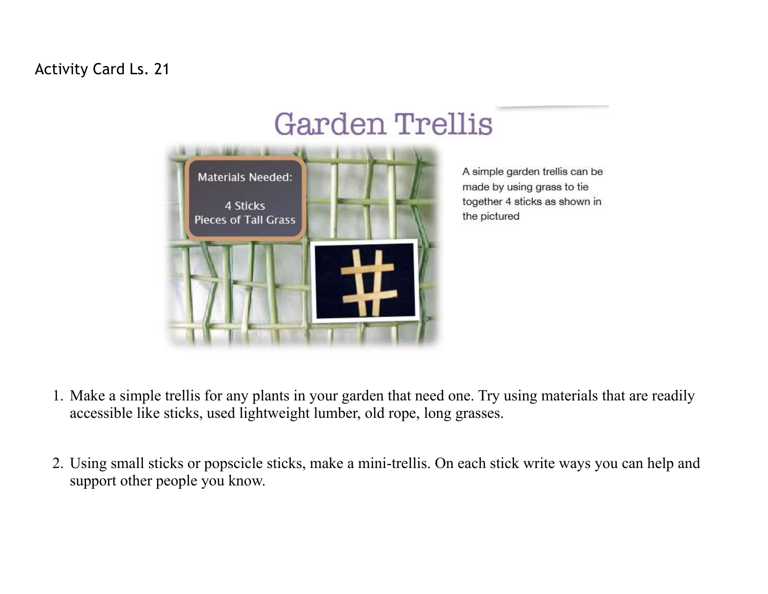Activity Card Ls. 21

# Garden Trellis

Materials Needed:

4 Sticks
Pieces of Tall Grass

A simple garden trellis can be made by using grass to tie together 4 sticks as shown in the pictured

1. Make a simple trellis for any plants in your garden that need one. Try using materials that are readily accessible like sticks, used lightweight lumber, old rope, long grasses.

2. Using small sticks or popscicle sticks, make a mini-trellis. On each stick write ways you can help and support other people you know.